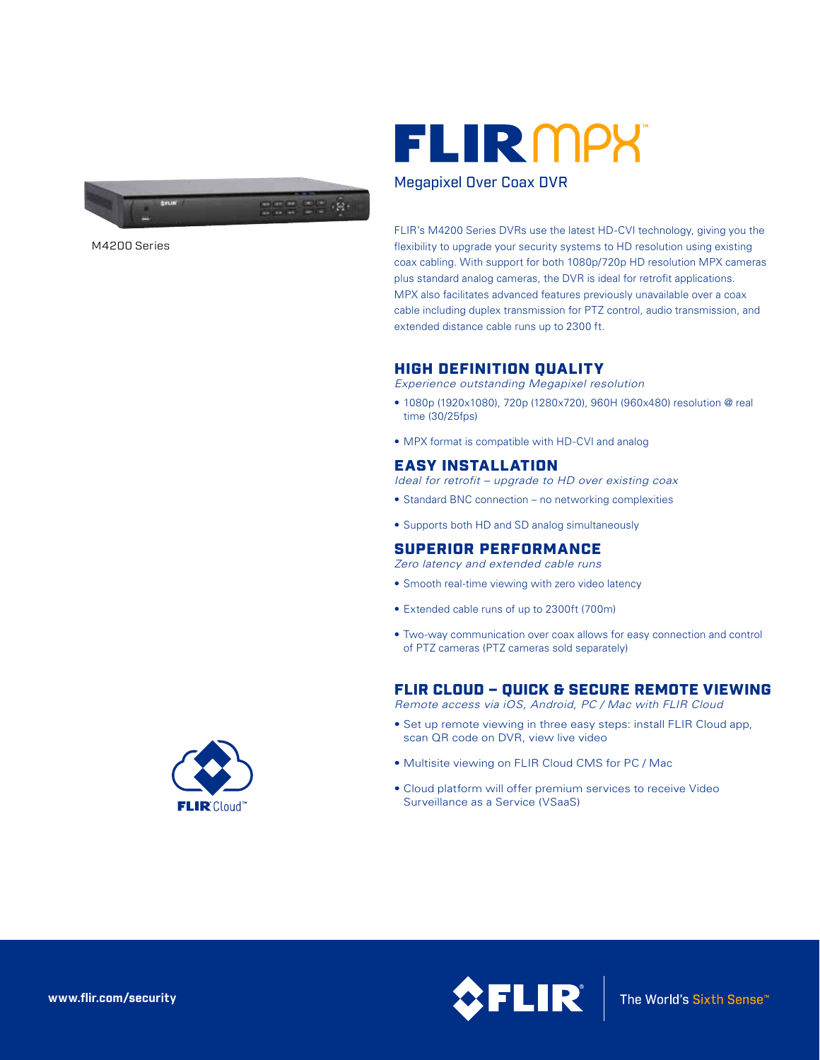# FLIR MPX™

Megapixel Over Coax DVR

M4200 Series

FLIR's M4200 Series DVRs use the latest HD-CVI technology, giving you the flexibility to upgrade your security systems to HD resolution using existing coax cabling. With support for both 1080p/720p HD resolution MPX cameras plus standard analog cameras, the DVR is ideal for retrofit applications. MPX also facilitates advanced features previously unavailable over a coax cable including duplex transmission for PTZ control, audio transmission, and extended distance cable runs up to 2300 ft.

## HIGH DEFINITION QUALITY

*Experience outstanding Megapixel resolution*

- 1080p (1920x1080), 720p (1280x720), 960H (960x480) resolution @ real time (30/25fps)
- MPX format is compatible with HD-CVI and analog

## EASY INSTALLATION

*Ideal for retrofit – upgrade to HD over existing coax*

- Standard BNC connection – no networking complexities
- Supports both HD and SD analog simultaneously

## SUPERIOR PERFORMANCE

*Zero latency and extended cable runs*

- Smooth real-time viewing with zero video latency
- Extended cable runs of up to 2300ft (700m)
- Two-way communication over coax allows for easy connection and control of PTZ cameras (PTZ cameras sold separately)

## FLIR CLOUD – QUICK & SECURE REMOTE VIEWING

*Remote access via iOS, Android, PC / Mac with FLIR Cloud*

- Set up remote viewing in three easy steps: install FLIR Cloud app, scan QR code on DVR, view live video
- Multisite viewing on FLIR Cloud CMS for PC / Mac
- Cloud platform will offer premium services to receive Video Surveillance as a Service (VSaaS)

FLIR Cloud™

www.flir.com/security

FLIR® The World's Sixth Sense™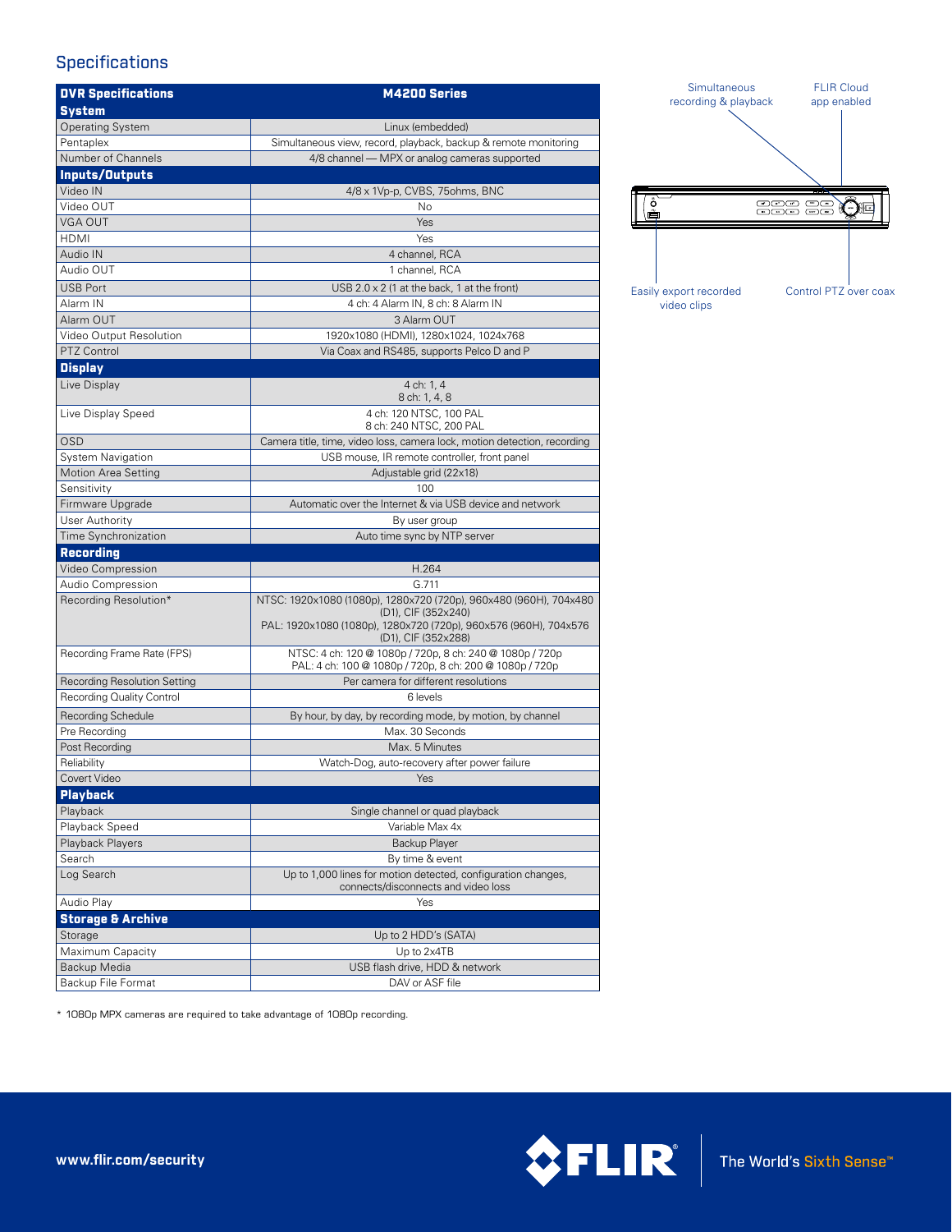## Specifications

| DVR Specifications | M4200 Series |
|---|---|
| **System** | |
| Operating System | Linux (embedded) |
| Pentaplex | Simultaneous view, record, playback, backup & remote monitoring |
| Number of Channels | 4/8 channel — MPX or analog cameras supported |
| **Inputs/Outputs** | |
| Video IN | 4/8 x 1Vp-p, CVBS, 75ohms, BNC |
| Video OUT | No |
| VGA OUT | Yes |
| HDMI | Yes |
| Audio IN | 4 channel, RCA |
| Audio OUT | 1 channel, RCA |
| USB Port | USB 2.0 x 2 (1 at the back, 1 at the front) |
| Alarm IN | 4 ch: 4 Alarm IN, 8 ch: 8 Alarm IN |
| Alarm OUT | 3 Alarm OUT |
| Video Output Resolution | 1920x1080 (HDMI), 1280x1024, 1024x768 |
| PTZ Control | Via Coax and RS485, supports Pelco D and P |
| **Display** | |
| Live Display | 4 ch: 1, 4<br>8 ch: 1, 4, 8 |
| Live Display Speed | 4 ch: 120 NTSC, 100 PAL<br>8 ch: 240 NTSC, 200 PAL |
| OSD | Camera title, time, video loss, camera lock, motion detection, recording |
| System Navigation | USB mouse, IR remote controller, front panel |
| Motion Area Setting | Adjustable grid (22x18) |
| Sensitivity | 100 |
| Firmware Upgrade | Automatic over the Internet & via USB device and network |
| User Authority | By user group |
| Time Synchronization | Auto time sync by NTP server |
| **Recording** | |
| Video Compression | H.264 |
| Audio Compression | G.711 |
| Recording Resolution* | NTSC: 1920x1080 (1080p), 1280x720 (720p), 960x480 (960H), 704x480 (D1), CIF (352x240)<br>PAL: 1920x1080 (1080p), 1280x720 (720p), 960x576 (960H), 704x576 (D1), CIF (352x288) |
| Recording Frame Rate (FPS) | NTSC: 4 ch: 120 @ 1080p / 720p, 8 ch: 240 @ 1080p / 720p<br>PAL: 4 ch: 100 @ 1080p / 720p, 8 ch: 200 @ 1080p / 720p |
| Recording Resolution Setting | Per camera for different resolutions |
| Recording Quality Control | 6 levels |
| Recording Schedule | By hour, by day, by recording mode, by motion, by channel |
| Pre Recording | Max. 30 Seconds |
| Post Recording | Max. 5 Minutes |
| Reliability | Watch-Dog, auto-recovery after power failure |
| Covert Video | Yes |
| **Playback** | |
| Playback | Single channel or quad playback |
| Playback Speed | Variable Max 4x |
| Playback Players | Backup Player |
| Search | By time & event |
| Log Search | Up to 1,000 lines for motion detected, configuration changes, connects/disconnects and video loss |
| Audio Play | Yes |
| **Storage & Archive** | |
| Storage | Up to 2 HDD's (SATA) |
| Maximum Capacity | Up to 2x4TB |
| Backup Media | USB flash drive, HDD & network |
| Backup File Format | DAV or ASF file |

\* 1080p MPX cameras are required to take advantage of 1080p recording.

Simultaneous recording & playback

FLIR Cloud app enabled

Easily export recorded video clips

Control PTZ over coax

www.flir.com/security

FLIR® The World's Sixth Sense™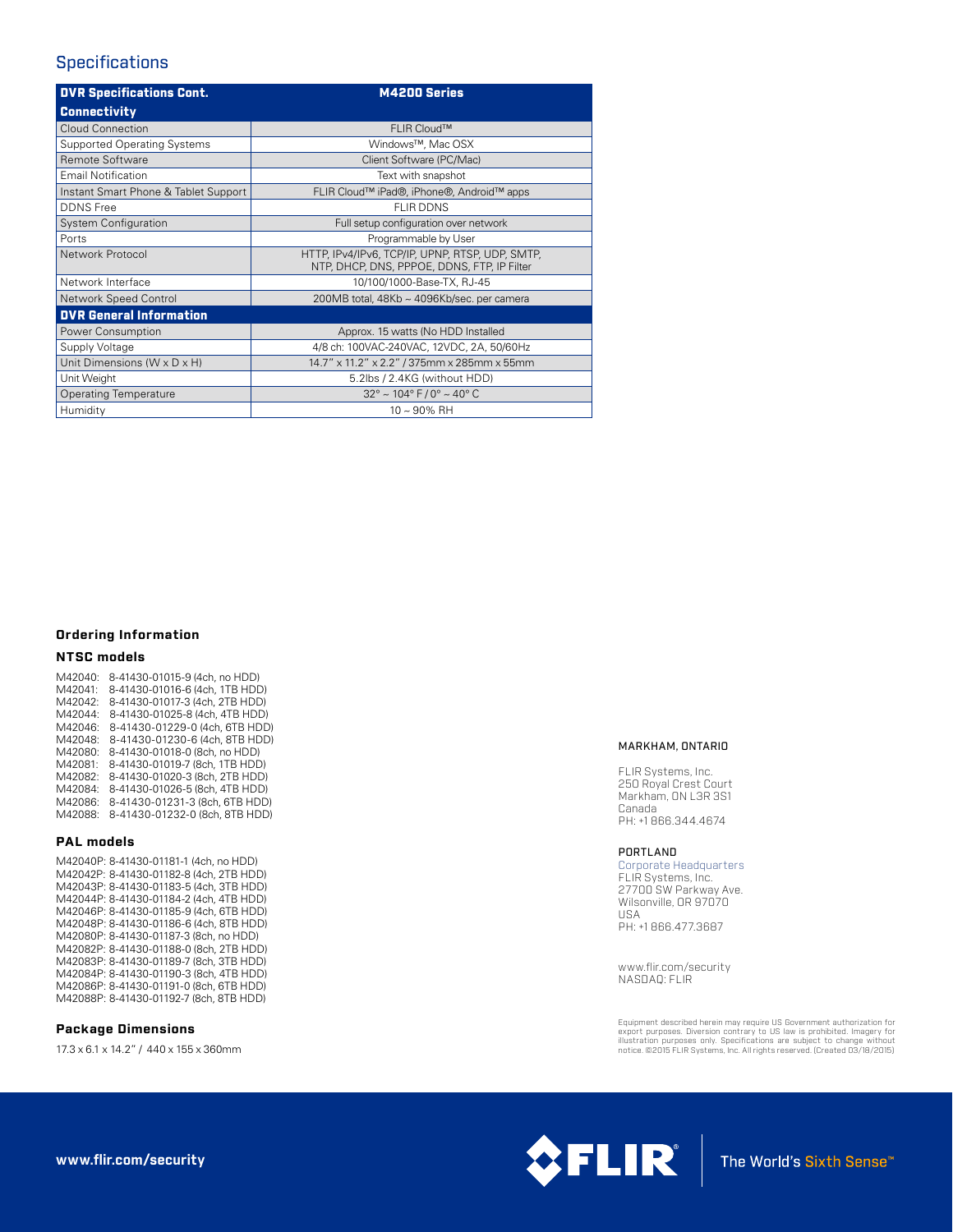## Specifications

| DVR Specifications Cont. | M4200 Series |
|---|---|
| **Connectivity** | |
| Cloud Connection | FLIR Cloud™ |
| Supported Operating Systems | Windows™, Mac OSX |
| Remote Software | Client Software (PC/Mac) |
| Email Notification | Text with snapshot |
| Instant Smart Phone & Tablet Support | FLIR Cloud™ iPad®, iPhone®, Android™ apps |
| DDNS Free | FLIR DDNS |
| System Configuration | Full setup configuration over network |
| Ports | Programmable by User |
| Network Protocol | HTTP, IPv4/IPv6, TCP/IP, UPNP, RTSP, UDP, SMTP, NTP, DHCP, DNS, PPPOE, DDNS, FTP, IP Filter |
| Network Interface | 10/100/1000-Base-TX, RJ-45 |
| Network Speed Control | 200MB total, 48Kb ~ 4096Kb/sec. per camera |
| **DVR General Information** | |
| Power Consumption | Approx. 15 watts (No HDD Installed |
| Supply Voltage | 4/8 ch: 100VAC-240VAC, 12VDC, 2A, 50/60Hz |
| Unit Dimensions (W x D x H) | 14.7" x 11.2" x 2.2" / 375mm x 285mm x 55mm |
| Unit Weight | 5.2lbs / 2.4KG (without HDD) |
| Operating Temperature | 32° ~ 104° F / 0° ~ 40° C |
| Humidity | 10 ~ 90% RH |

### Ordering Information

#### NTSC models

M42040: 8-41430-01015-9 (4ch, no HDD)
M42041: 8-41430-01016-6 (4ch, 1TB HDD)
M42042: 8-41430-01017-3 (4ch, 2TB HDD)
M42044: 8-41430-01025-8 (4ch, 4TB HDD)
M42046: 8-41430-01229-0 (4ch, 6TB HDD)
M42048: 8-41430-01230-6 (4ch, 8TB HDD)
M42080: 8-41430-01018-0 (8ch, no HDD)
M42081: 8-41430-01019-7 (8ch, 1TB HDD)
M42082: 8-41430-01020-3 (8ch, 2TB HDD)
M42084: 8-41430-01026-5 (8ch, 4TB HDD)
M42086: 8-41430-01231-3 (8ch, 6TB HDD)
M42088: 8-41430-01232-0 (8ch, 8TB HDD)

#### PAL models

M42040P: 8-41430-01181-1 (4ch, no HDD)
M42042P: 8-41430-01182-8 (4ch, 2TB HDD)
M42043P: 8-41430-01183-5 (4ch, 3TB HDD)
M42044P: 8-41430-01184-2 (4ch, 4TB HDD)
M42046P: 8-41430-01185-9 (4ch, 6TB HDD)
M42048P: 8-41430-01186-6 (4ch, 8TB HDD)
M42080P: 8-41430-01187-3 (8ch, no HDD)
M42082P: 8-41430-01188-0 (8ch, 2TB HDD)
M42083P: 8-41430-01189-7 (8ch, 3TB HDD)
M42084P: 8-41430-01190-3 (8ch, 4TB HDD)
M42086P: 8-41430-01191-0 (8ch, 6TB HDD)
M42088P: 8-41430-01192-7 (8ch, 8TB HDD)

### Package Dimensions

17.3 x 6.1 x 14.2" / 440 x 155 x 360mm

MARKHAM, ONTARIO

FLIR Systems, Inc.
250 Royal Crest Court
Markham, ON L3R 3S1
Canada
PH: +1 866.344.4674

PORTLAND

Corporate Headquarters
FLIR Systems, Inc.
27700 SW Parkway Ave.
Wilsonville, OR 97070
USA
PH: +1 866.477.3687

www.flir.com/security
NASDAQ: FLIR

Equipment described herein may require US Government authorization for export purposes. Diversion contrary to US law is prohibited. Imagery for illustration purposes only. Specifications are subject to change without notice. ©2015 FLIR Systems, Inc. All rights reserved. (Created 03/18/2015)

www.flir.com/security

FLIR® The World's Sixth Sense™